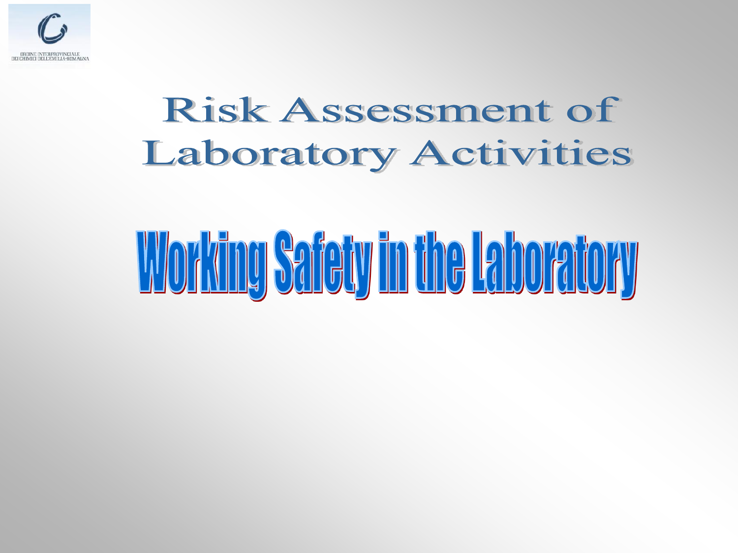ORDINE INTERPROVINCIALE DEI CHIMICI DELL'EMILIA-ROMAGNA

# Risk Assessment of Laboratory Activities

# Working Safety in the Laboratory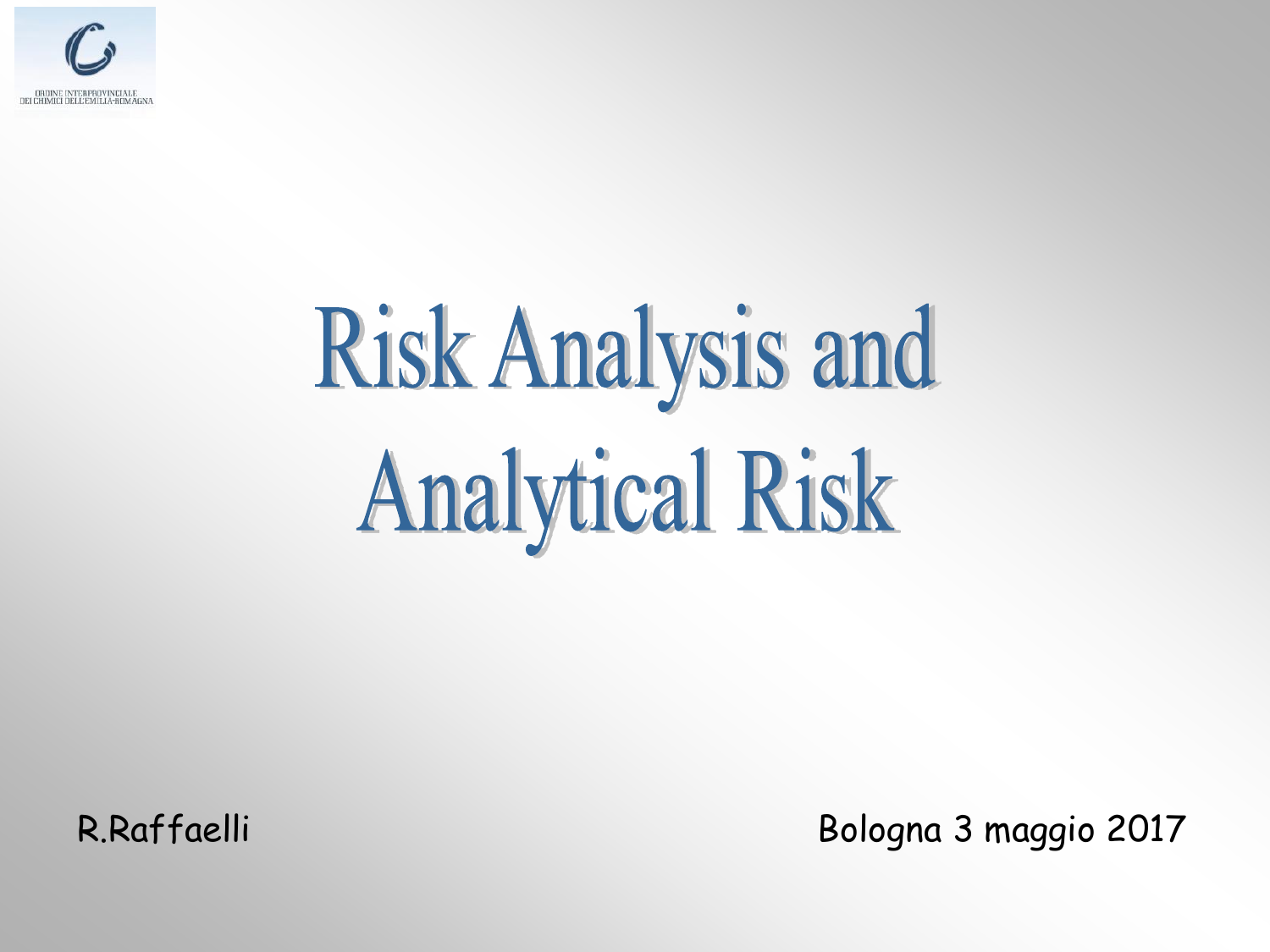ORDINE INTERPROVINCIALE DEI CHIMICI DELL'EMILIA-ROMAGNA

# Risk Analysis and Analytical Risk

R.Raffaelli

Bologna 3 maggio 2017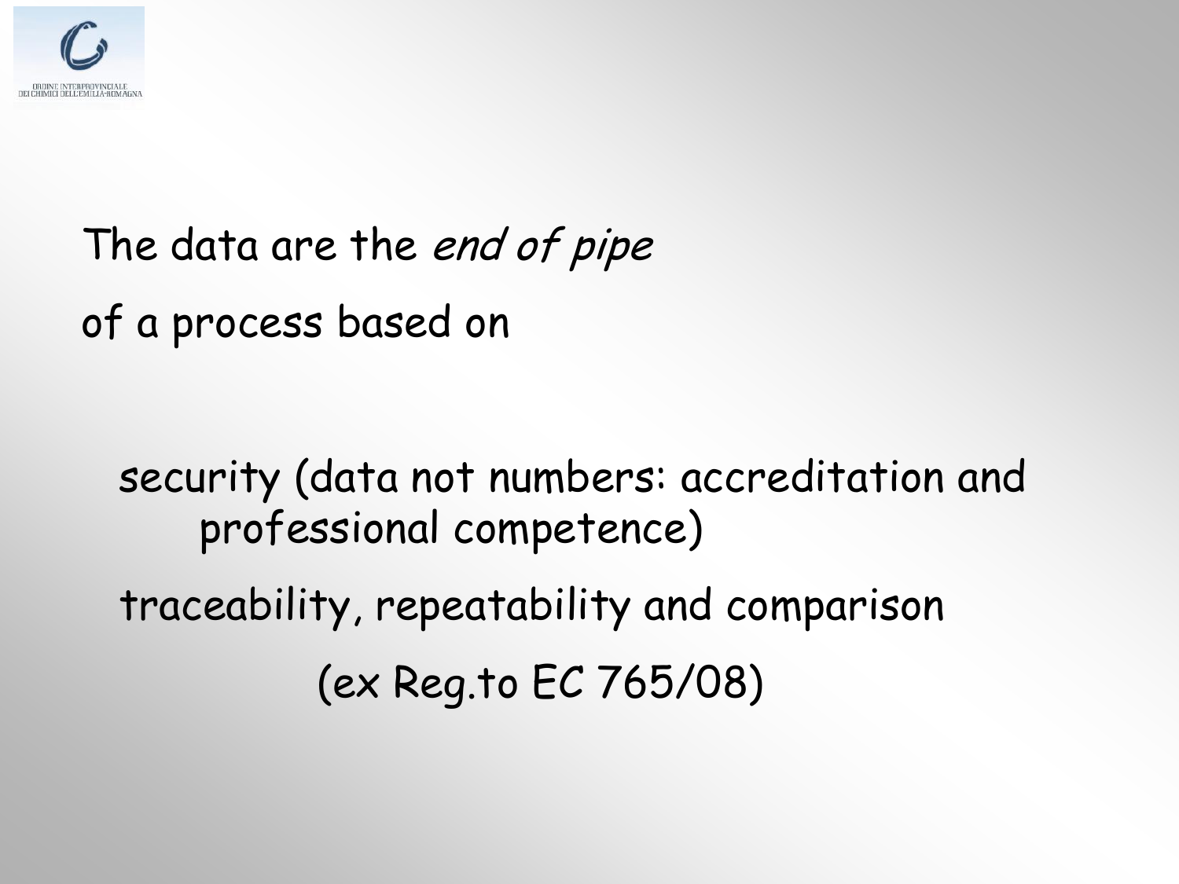The data are the *end of pipe*

of a process based on

security (data not numbers: accreditation and professional competence)

traceability, repeatability and comparison

(ex Reg.to EC 765/08)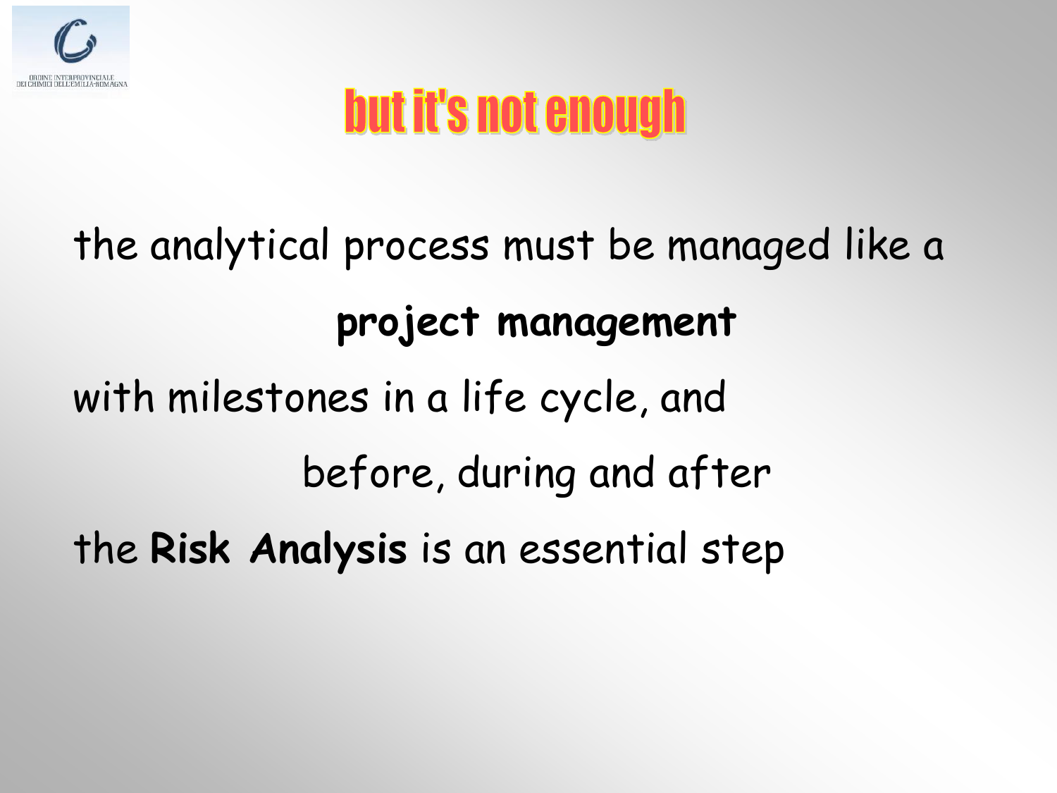# but it's not enough

the analytical process must be managed like a

**project management**

with milestones in a life cycle, and

before, during and after

the **Risk Analysis** is an essential step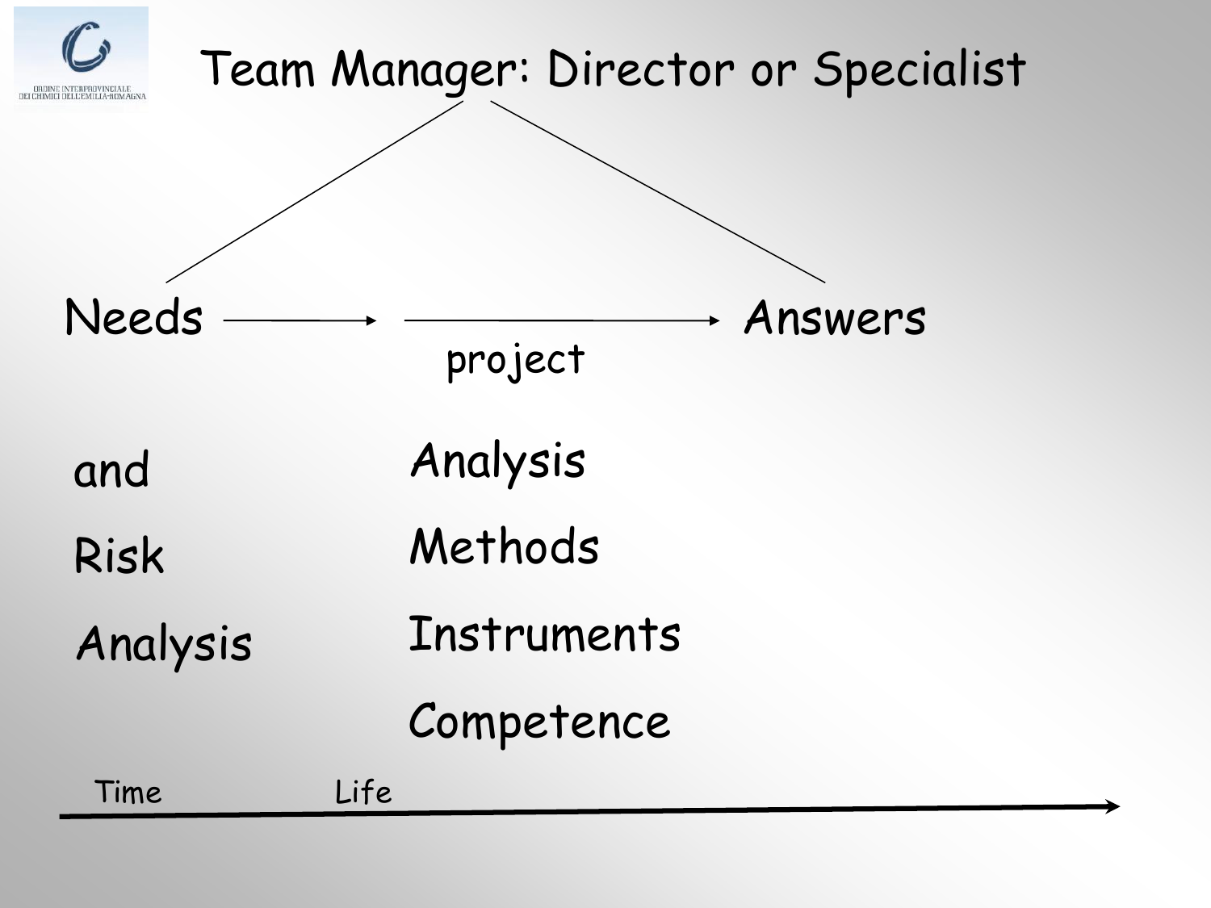# Team Manager: Director or Specialist

Needs ⟶ ⟶ Answers

project

| | |
| --- | --- |
| and | Analysis |
| Risk | Methods |
| Analysis | Instruments |
| | Competence |

Time Life ⟶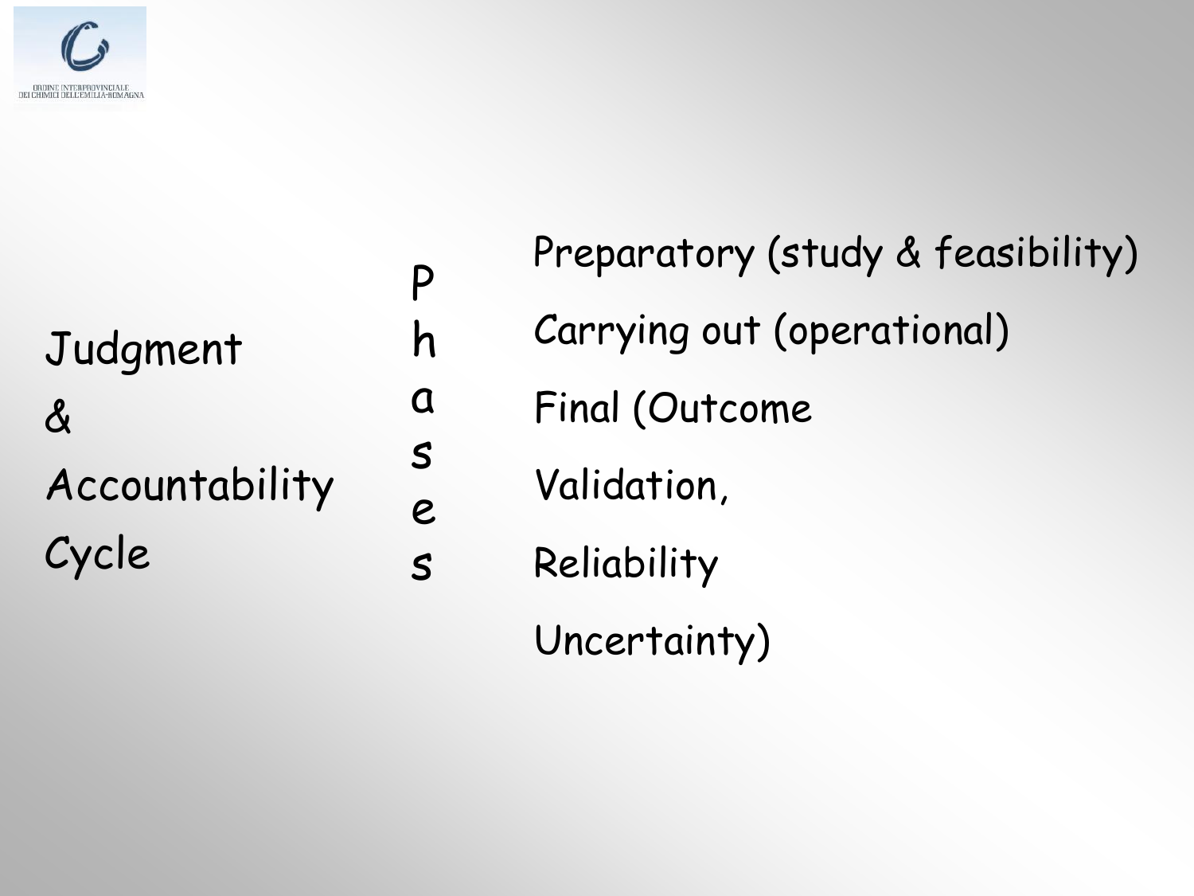Judgment & Accountability Cycle

Phases

- Preparatory (study & feasibility)
- Carrying out (operational)
- Final (Outcome Validation, Reliability Uncertainty)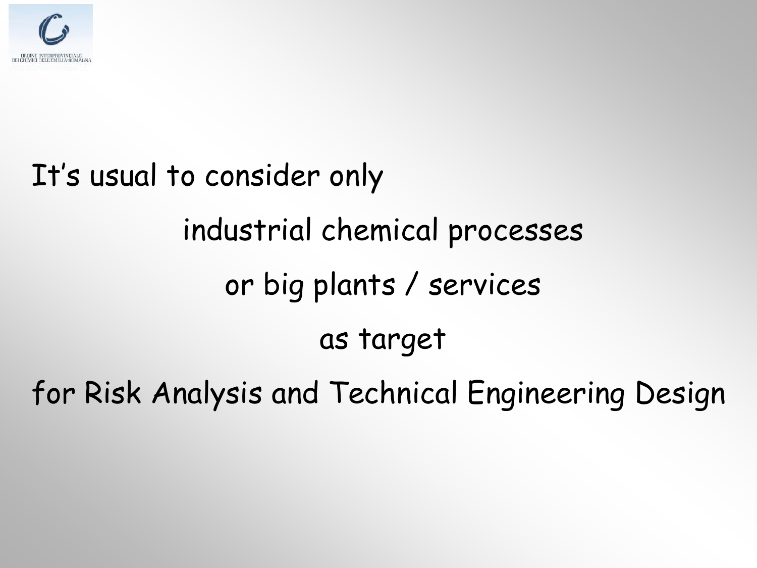It's usual to consider only

industrial chemical processes

or big plants / services

as target

for Risk Analysis and Technical Engineering Design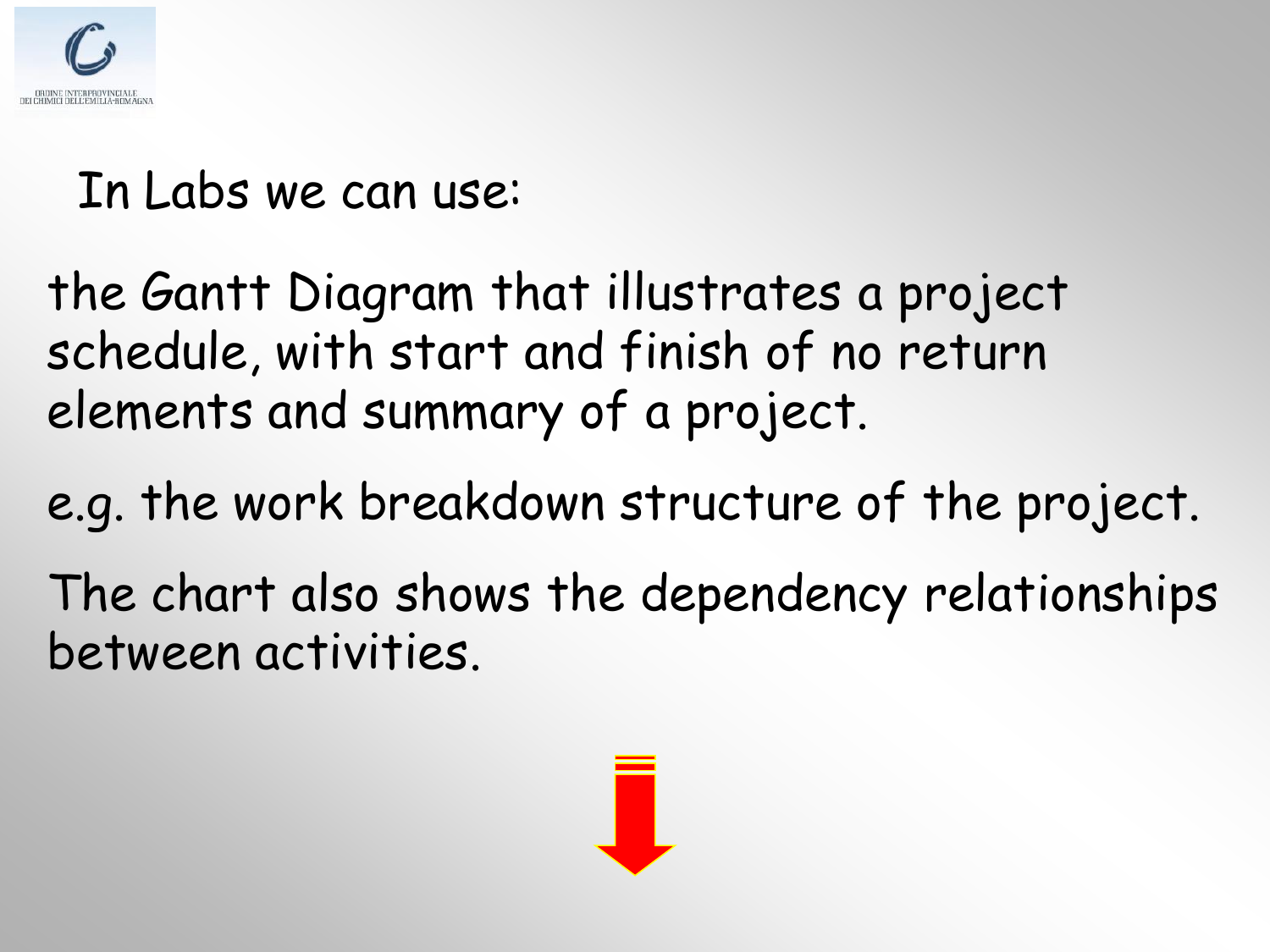In Labs we can use:

the Gantt Diagram that illustrates a project schedule, with start and finish of no return elements and summary of a project.

e.g. the work breakdown structure of the project.

The chart also shows the dependency relationships between activities.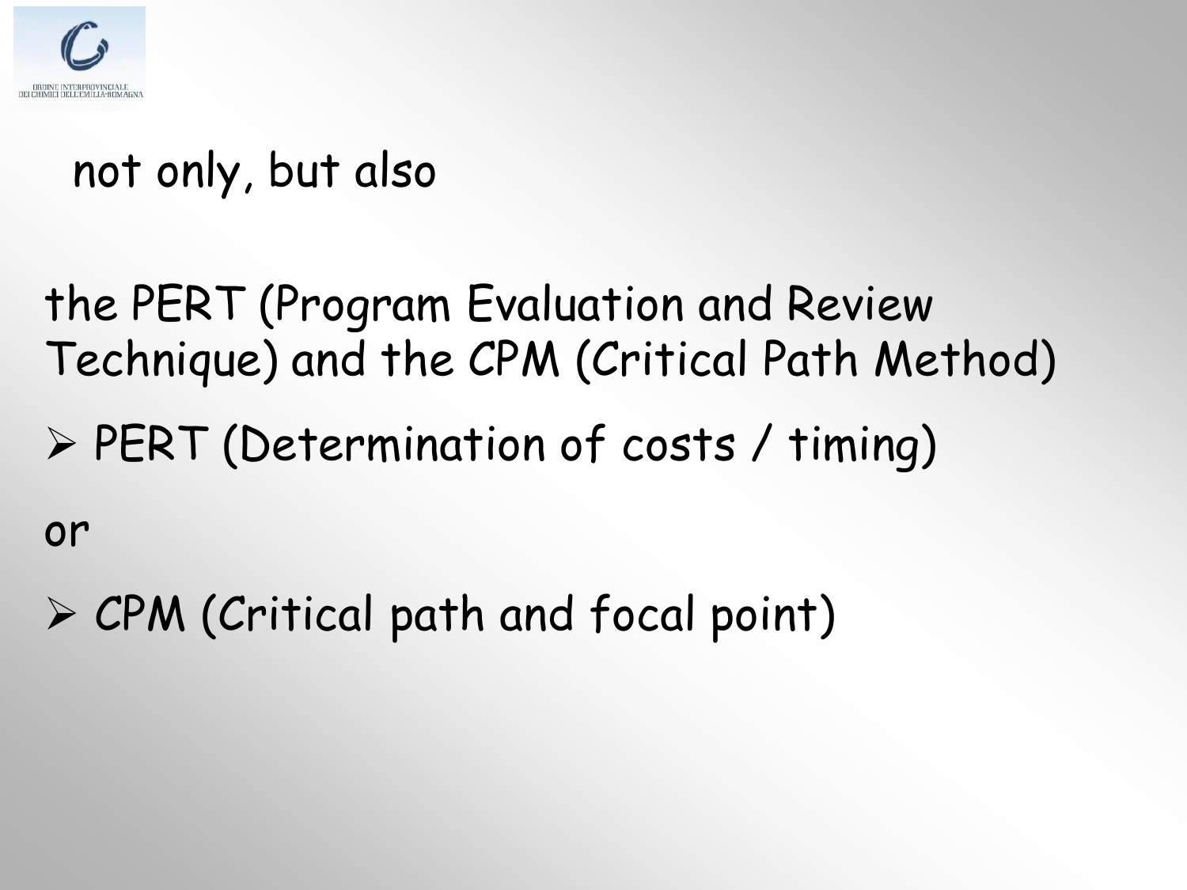not only, but also

the PERT (Program Evaluation and Review Technique) and the CPM (Critical Path Method)

- PERT (Determination of costs / timing)

or

- CPM (Critical path and focal point)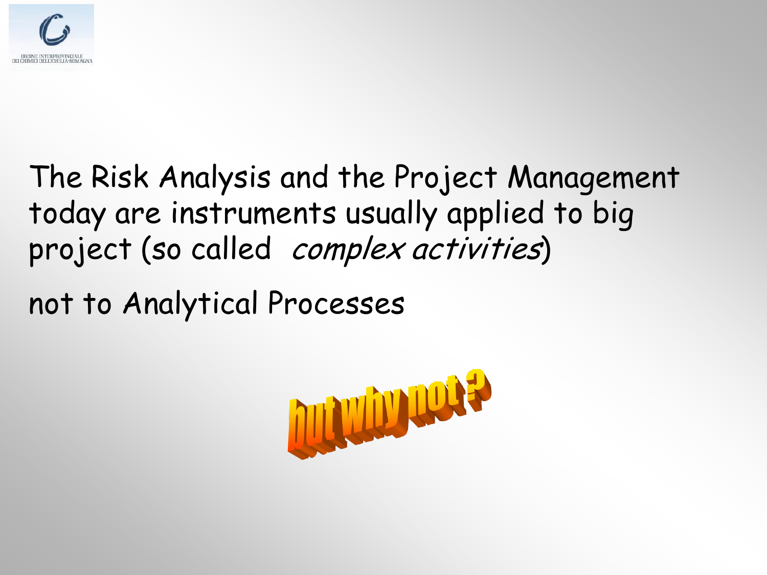The Risk Analysis and the Project Management today are instruments usually applied to big project (so called *complex activities*)

not to Analytical Processes

**but why not ?**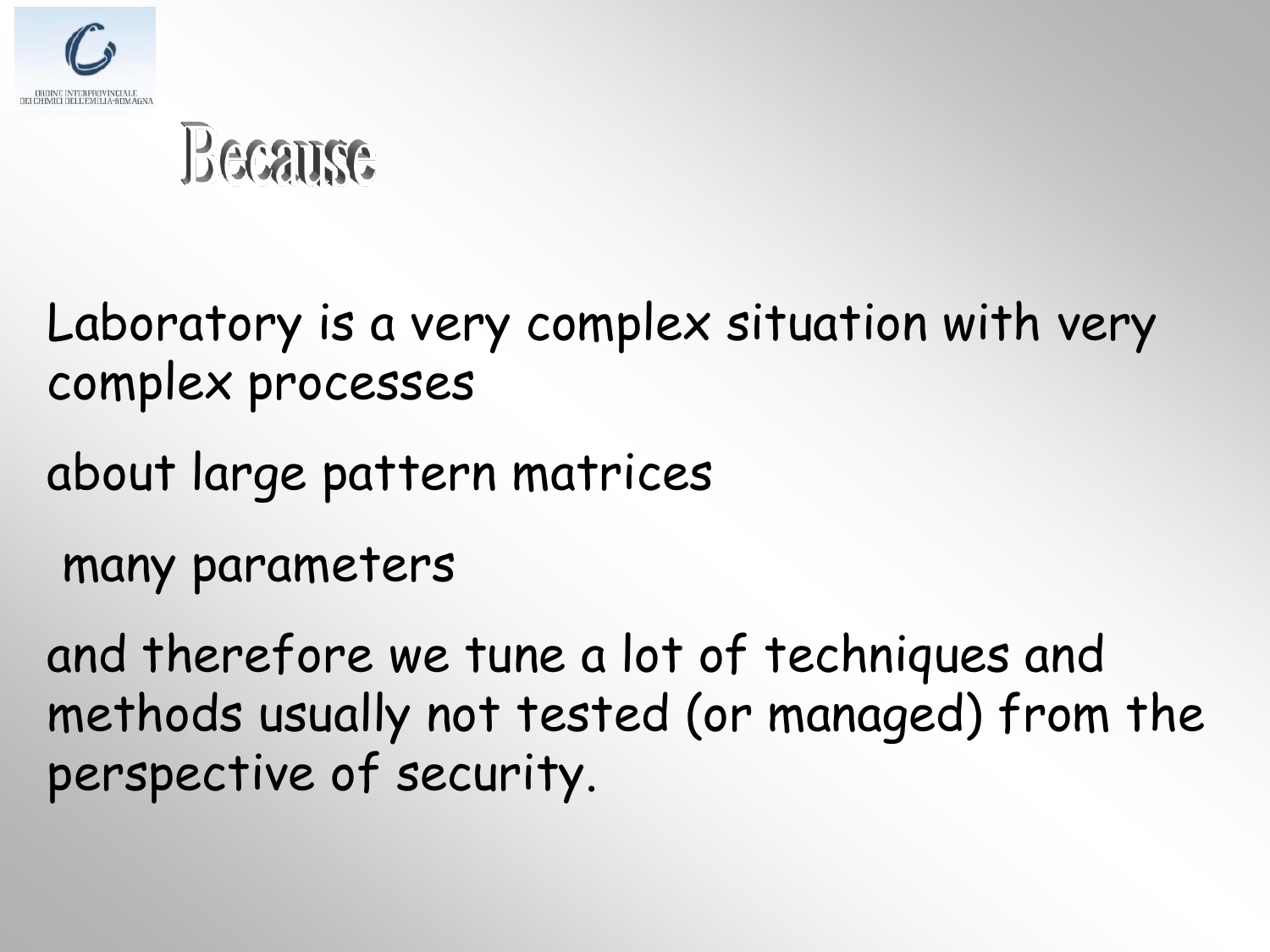# Because

Laboratory is a very complex situation with very complex processes

about large pattern matrices

many parameters

and therefore we tune a lot of techniques and methods usually not tested (or managed) from the perspective of security.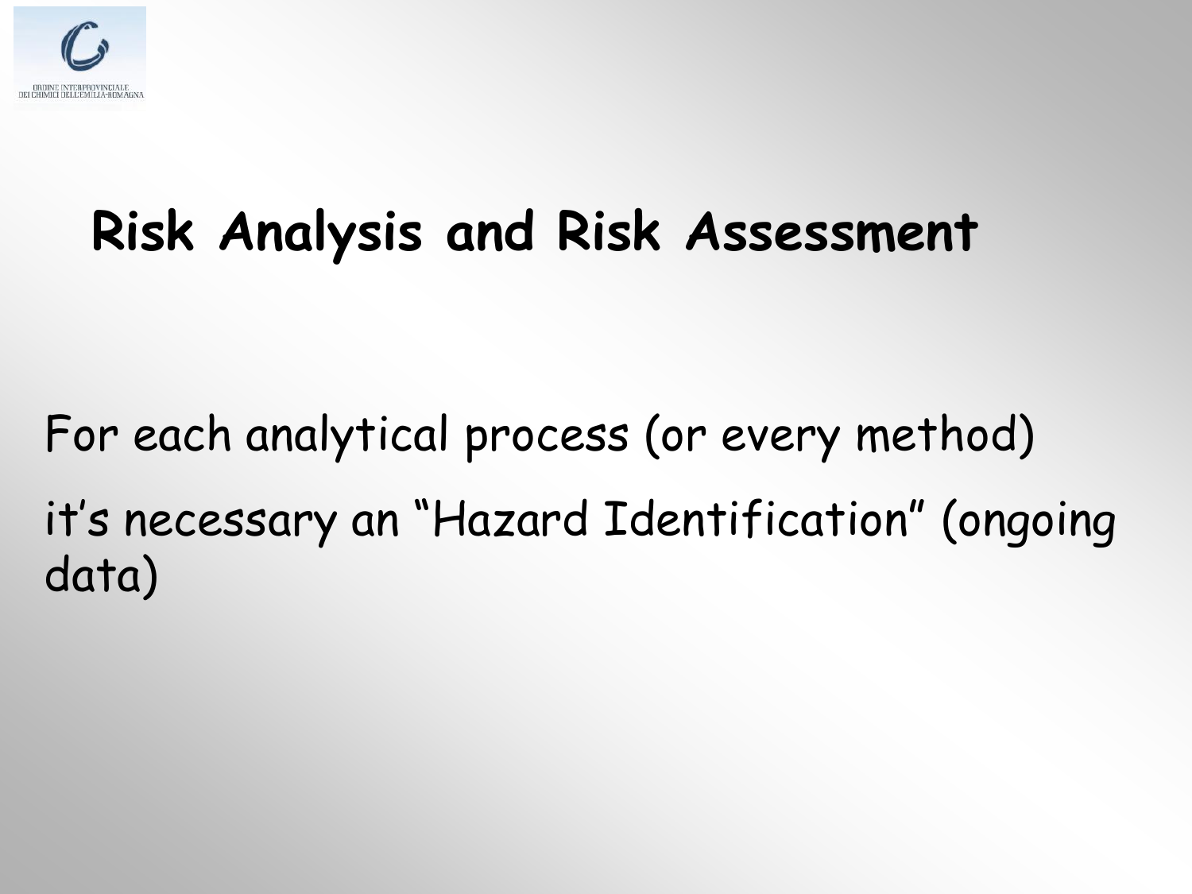# Risk Analysis and Risk Assessment

For each analytical process (or every method)

it's necessary an "Hazard Identification" (ongoing data)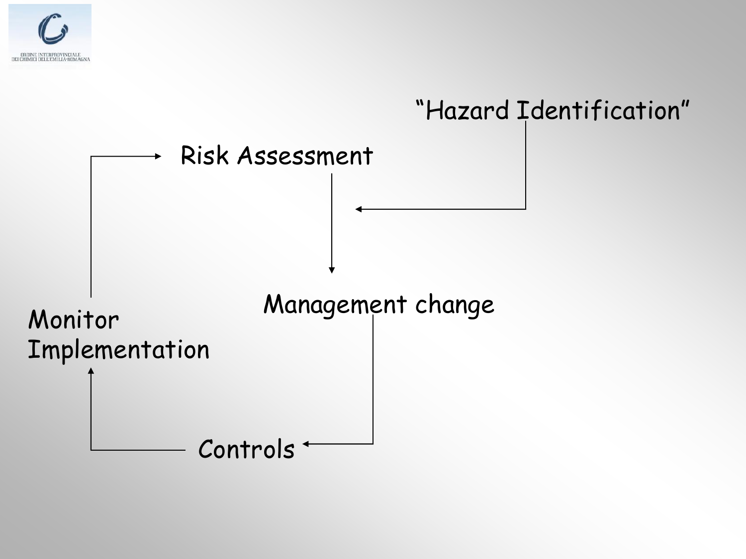"Hazard Identification"

Risk Assessment

Management change

Controls

Monitor Implementation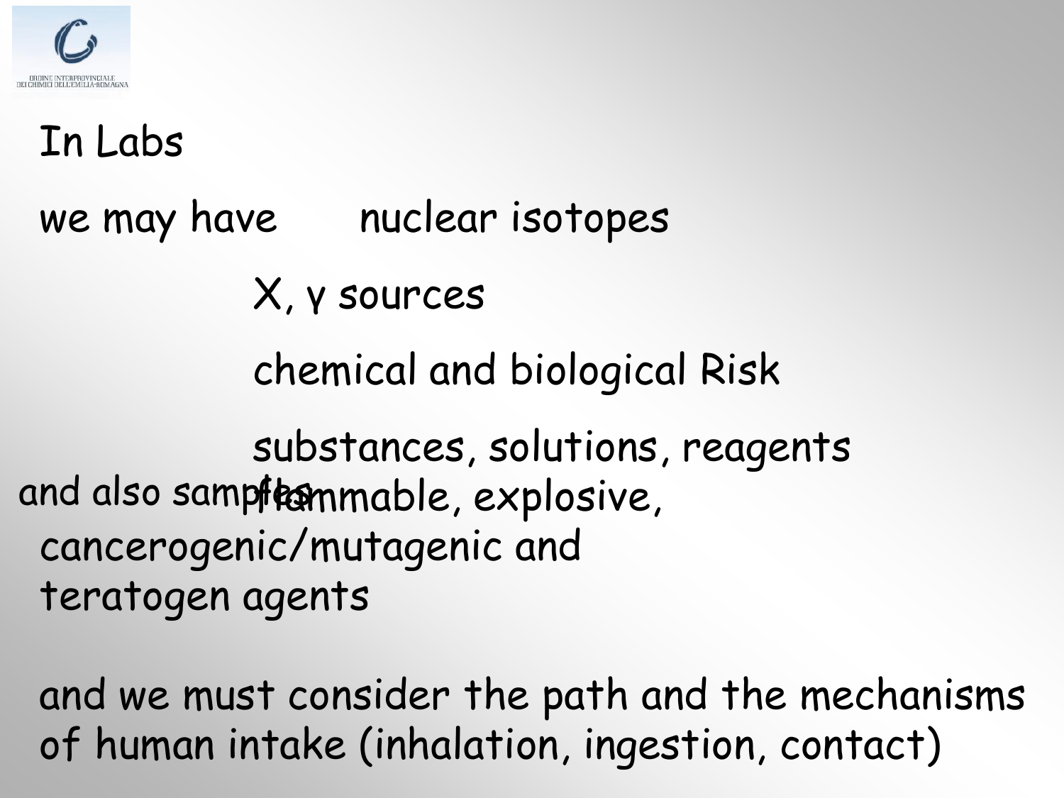# In Labs

we may have nuclear isotopes

X, γ sources

chemical and biological Risk

substances, solutions, reagents

and also samples

flammable, explosive, cancerogenic/mutagenic and teratogen agents

and we must consider the path and the mechanisms of human intake (inhalation, ingestion, contact)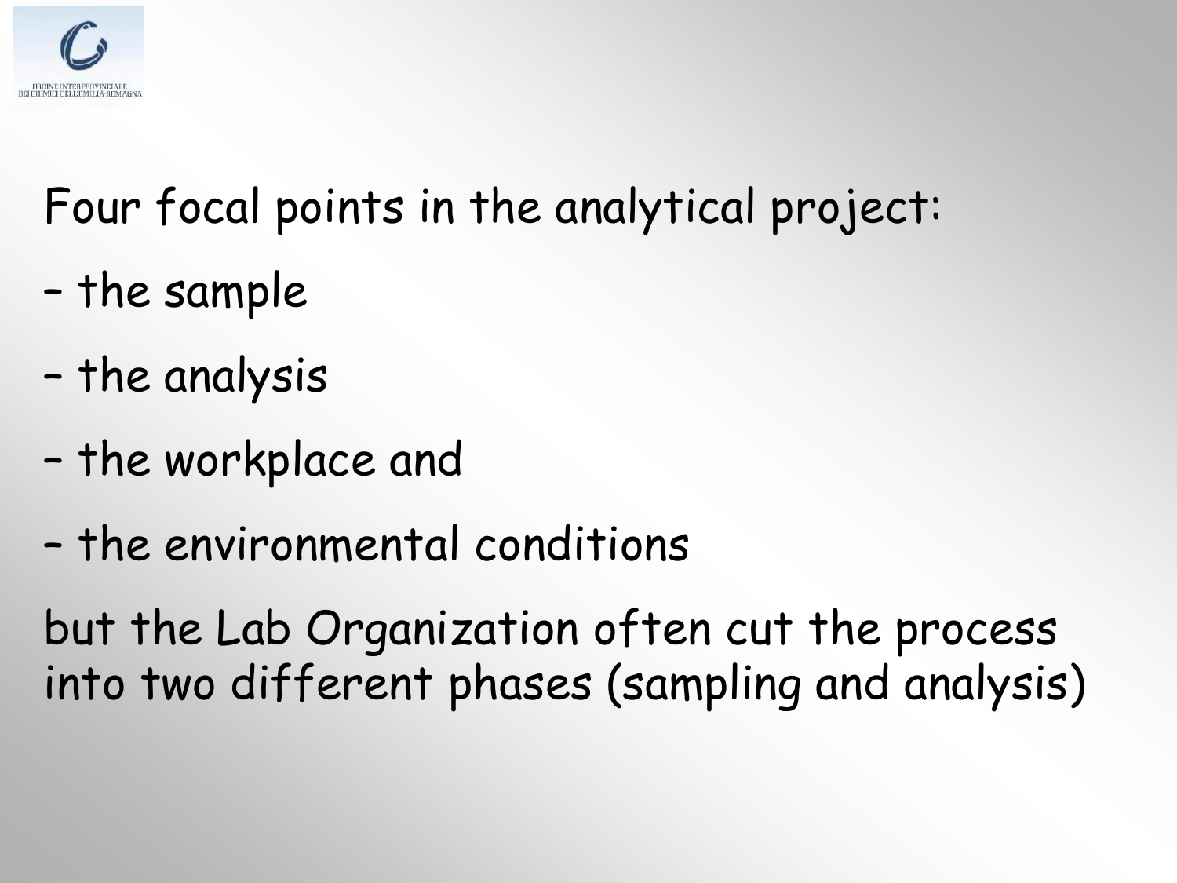Four focal points in the analytical project:

- the sample
- the analysis
- the workplace and
- the environmental conditions

but the Lab Organization often cut the process into two different phases (sampling and analysis)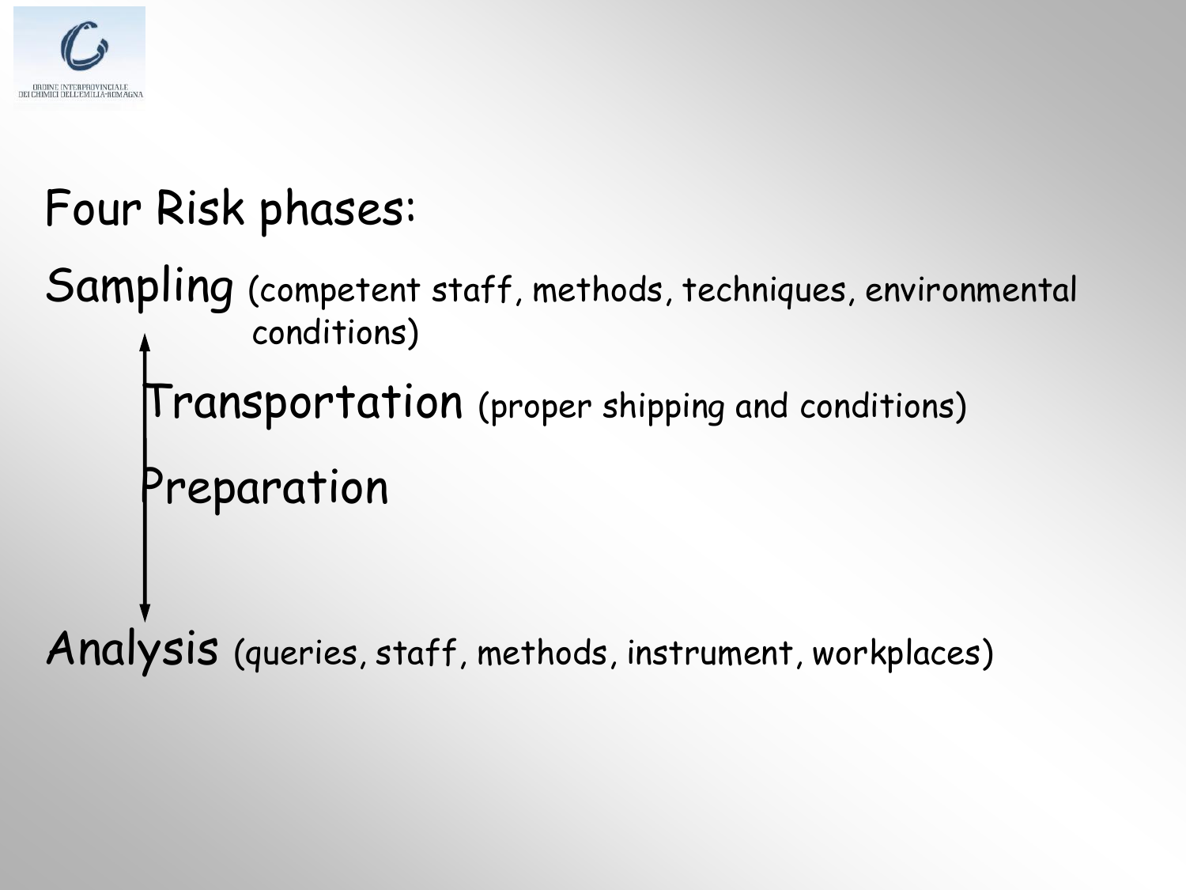# Four Risk phases:

**Sampling** (competent staff, methods, techniques, environmental conditions)

**Transportation** (proper shipping and conditions)

**Preparation**

**Analysis** (queries, staff, methods, instrument, workplaces)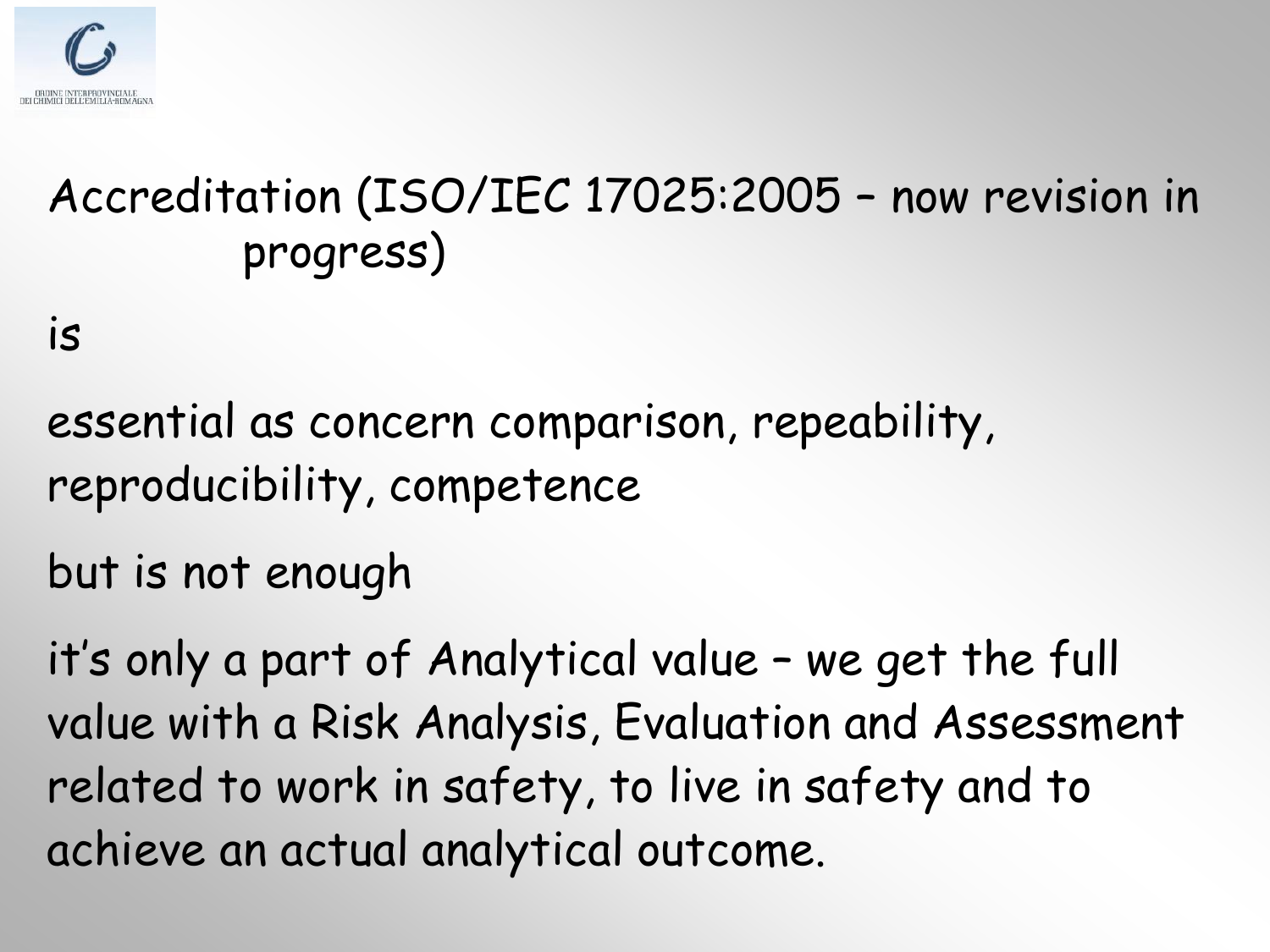Accreditation (ISO/IEC 17025:2005 – now revision in progress)

is

essential as concern comparison, repeability, reproducibility, competence

but is not enough

it's only a part of Analytical value – we get the full value with a Risk Analysis, Evaluation and Assessment related to work in safety, to live in safety and to achieve an actual analytical outcome.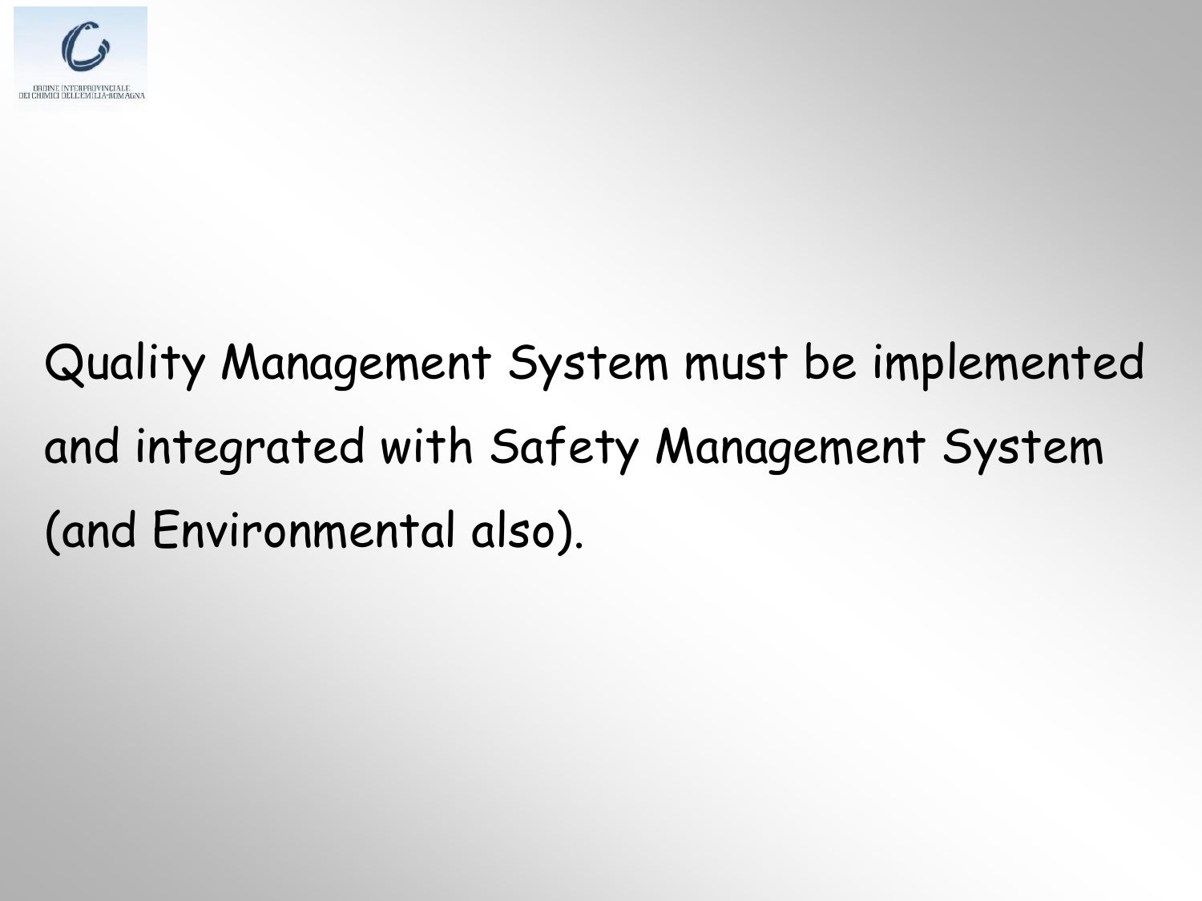Quality Management System must be implemented and integrated with Safety Management System (and Environmental also).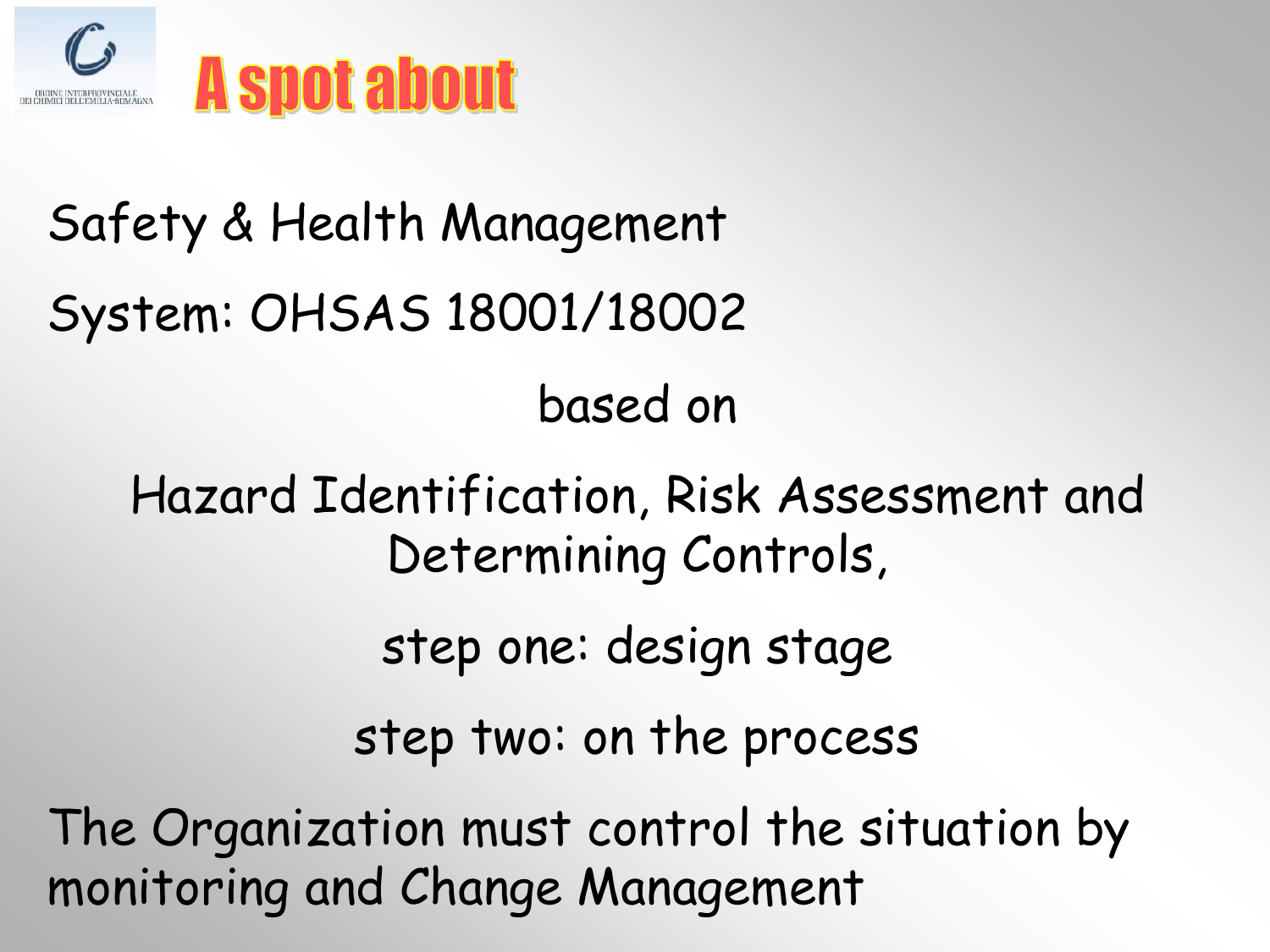# A spot about

Safety & Health Management

System: OHSAS 18001/18002

based on

Hazard Identification, Risk Assessment and Determining Controls,

step one: design stage

step two: on the process

The Organization must control the situation by monitoring and Change Management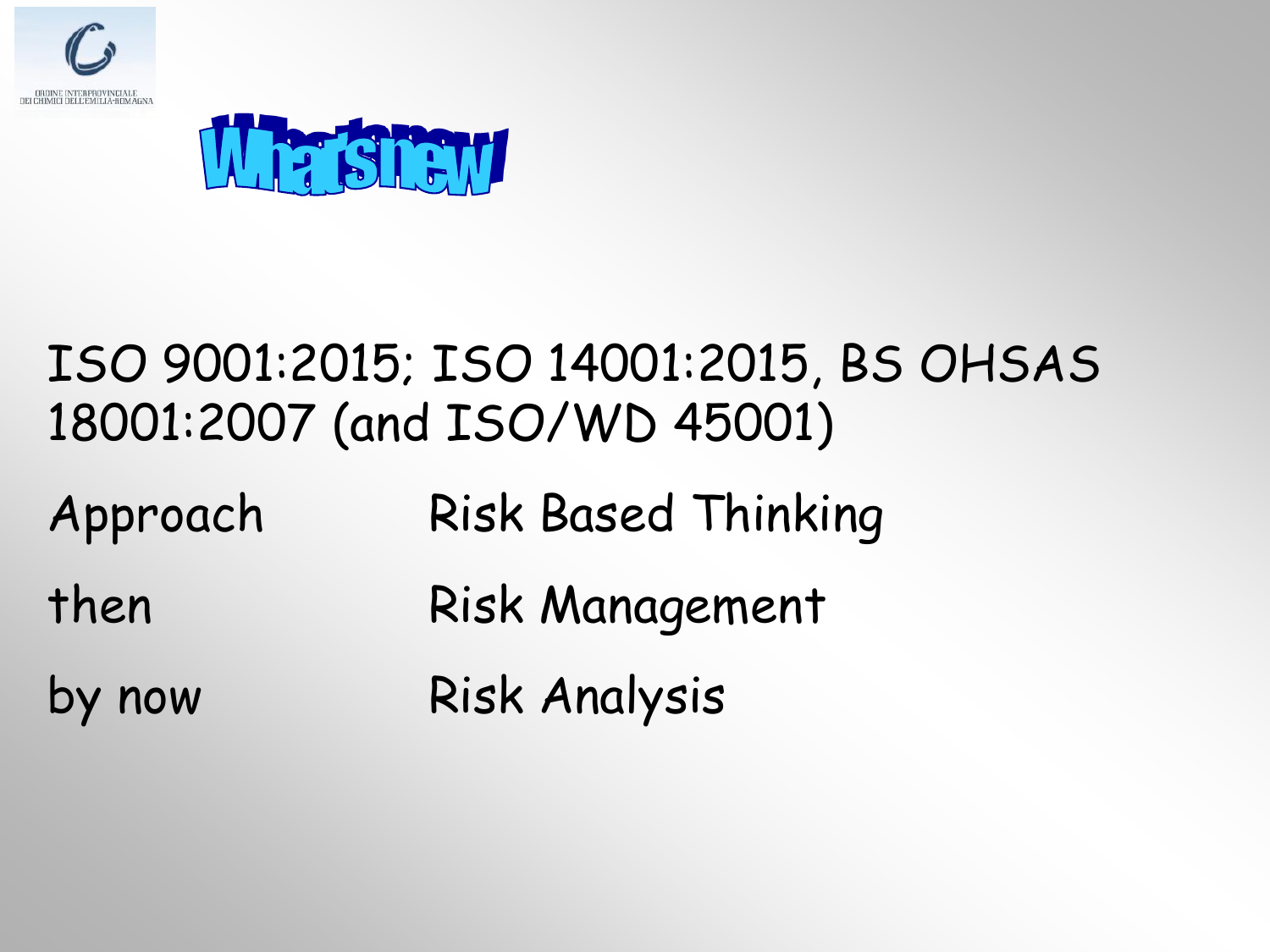# What's new!

ISO 9001:2015; ISO 14001:2015, BS OHSAS 18001:2007 (and ISO/WD 45001)

| | |
|---|---|
| Approach | Risk Based Thinking |
| then | Risk Management |
| by now | Risk Analysis |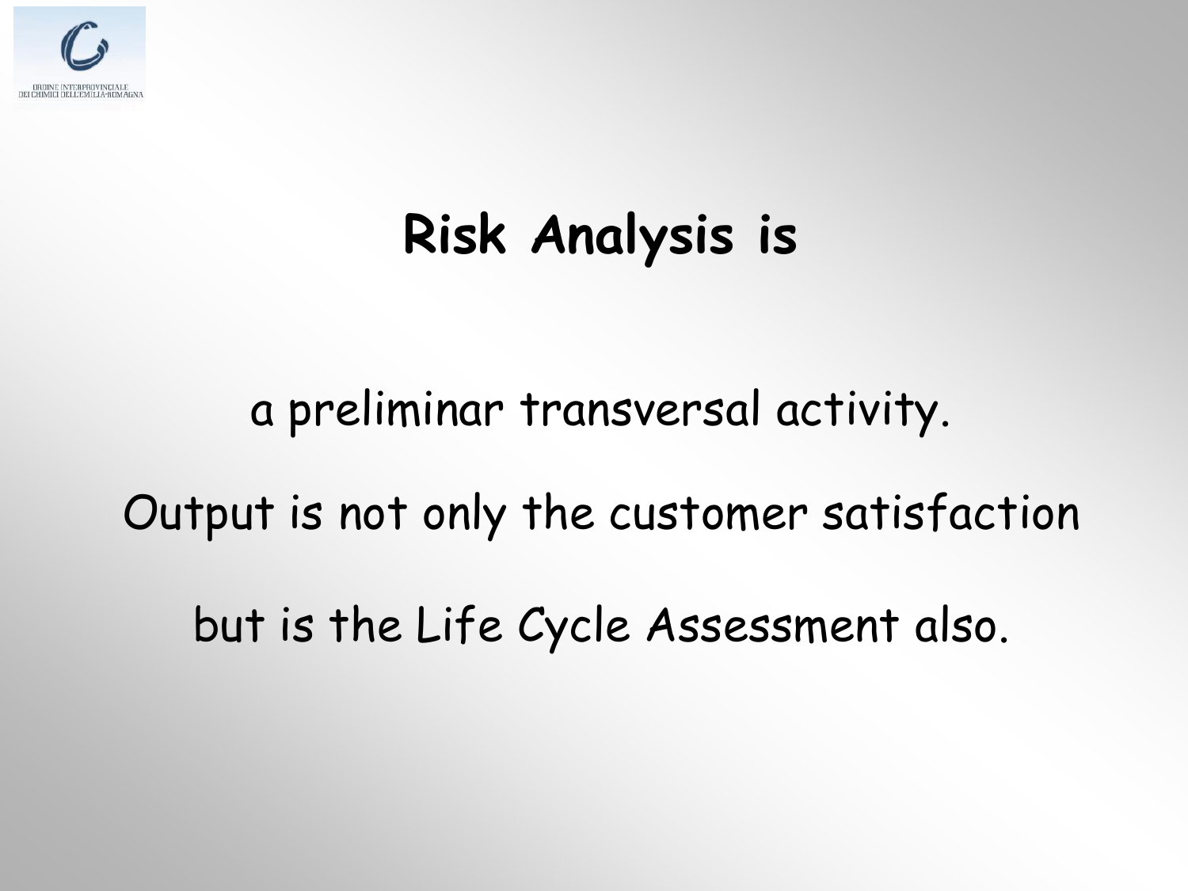# Risk Analysis is

a preliminar transversal activity.

Output is not only the customer satisfaction

but is the Life Cycle Assessment also.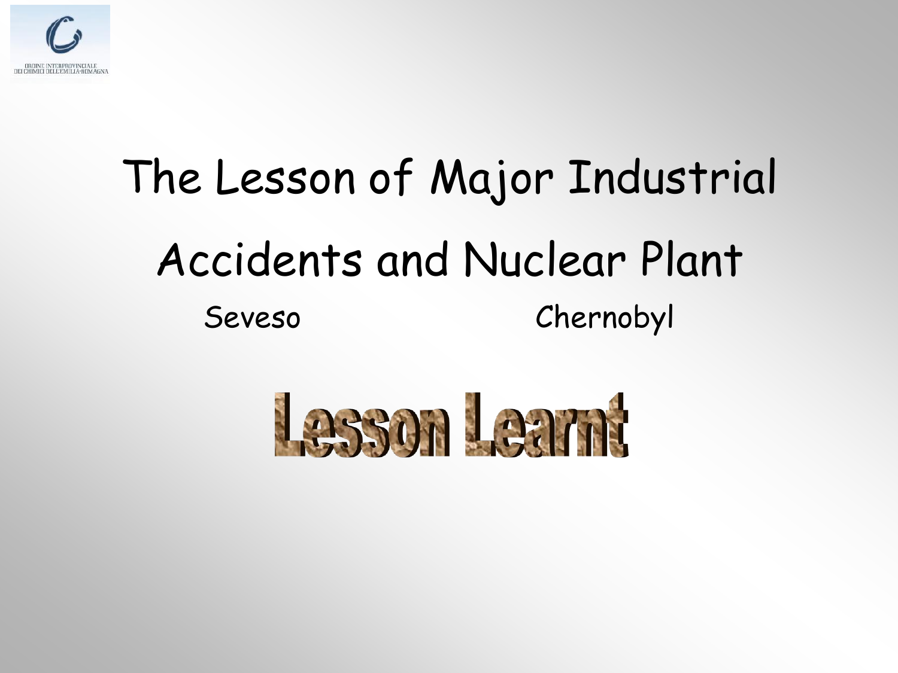# The Lesson of Major Industrial Accidents and Nuclear Plant

Seveso Chernobyl

# Lesson Learnt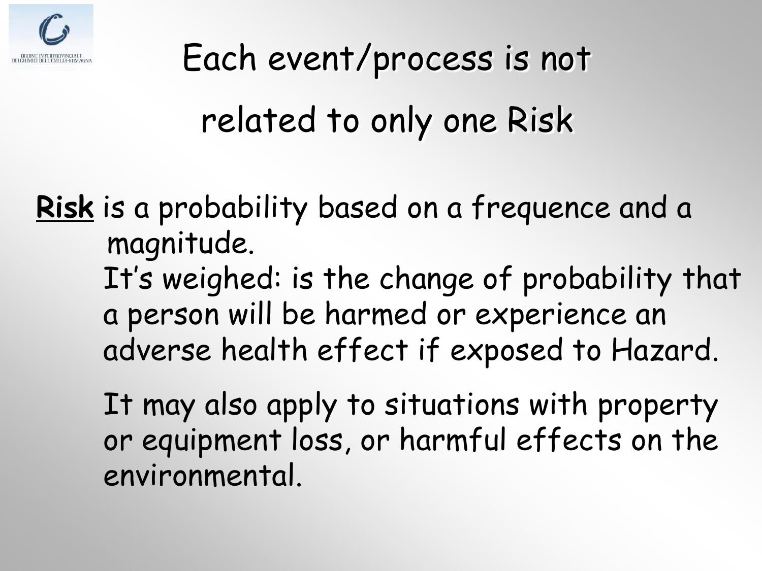# Each event/process is not related to only one Risk

**Risk** is a probability based on a frequence and a magnitude.

It's weighed: is the change of probability that a person will be harmed or experience an adverse health effect if exposed to Hazard.

It may also apply to situations with property or equipment loss, or harmful effects on the environmental.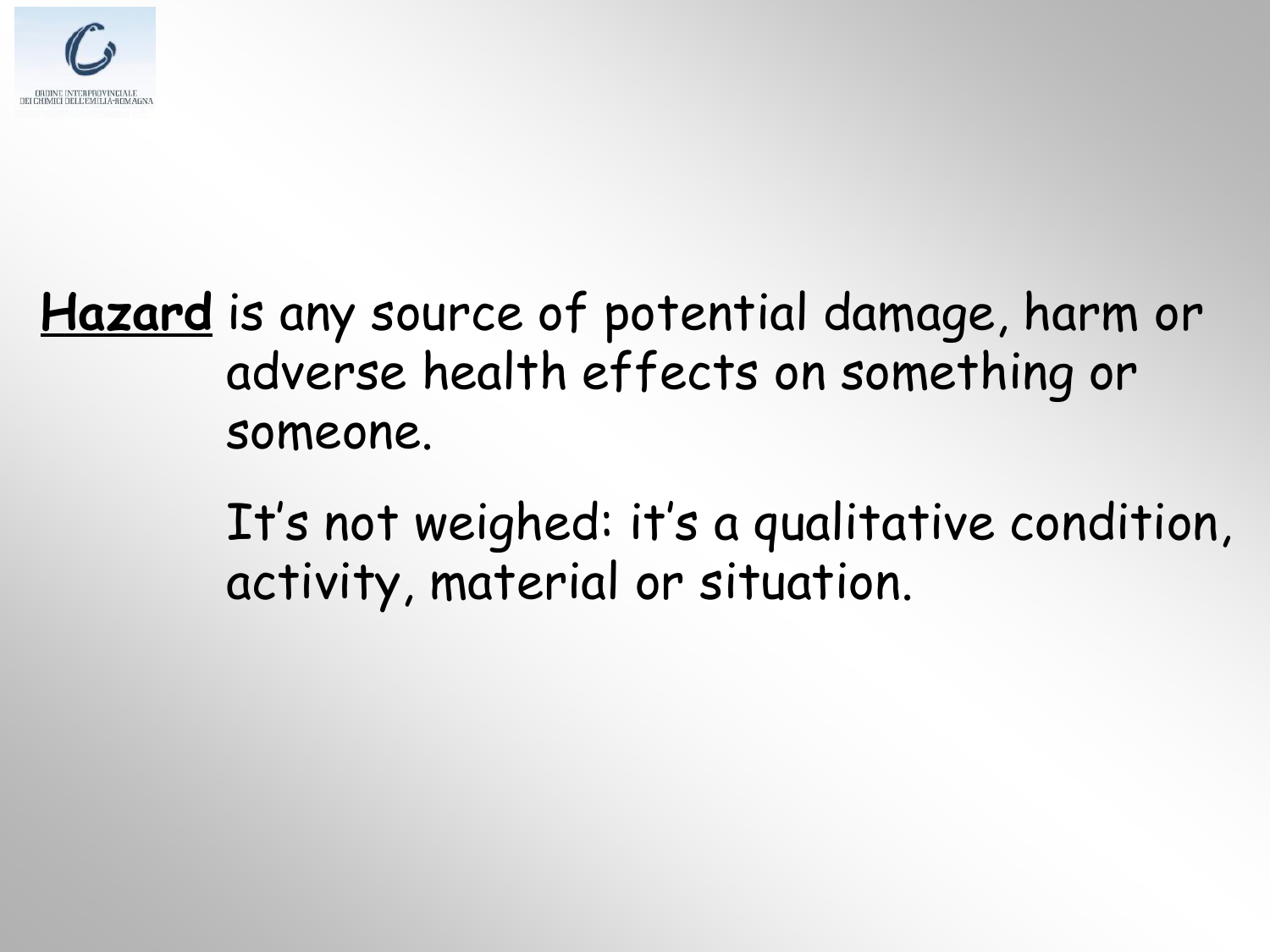**Hazard** is any source of potential damage, harm or adverse health effects on something or someone.

It's not weighed: it's a qualitative condition, activity, material or situation.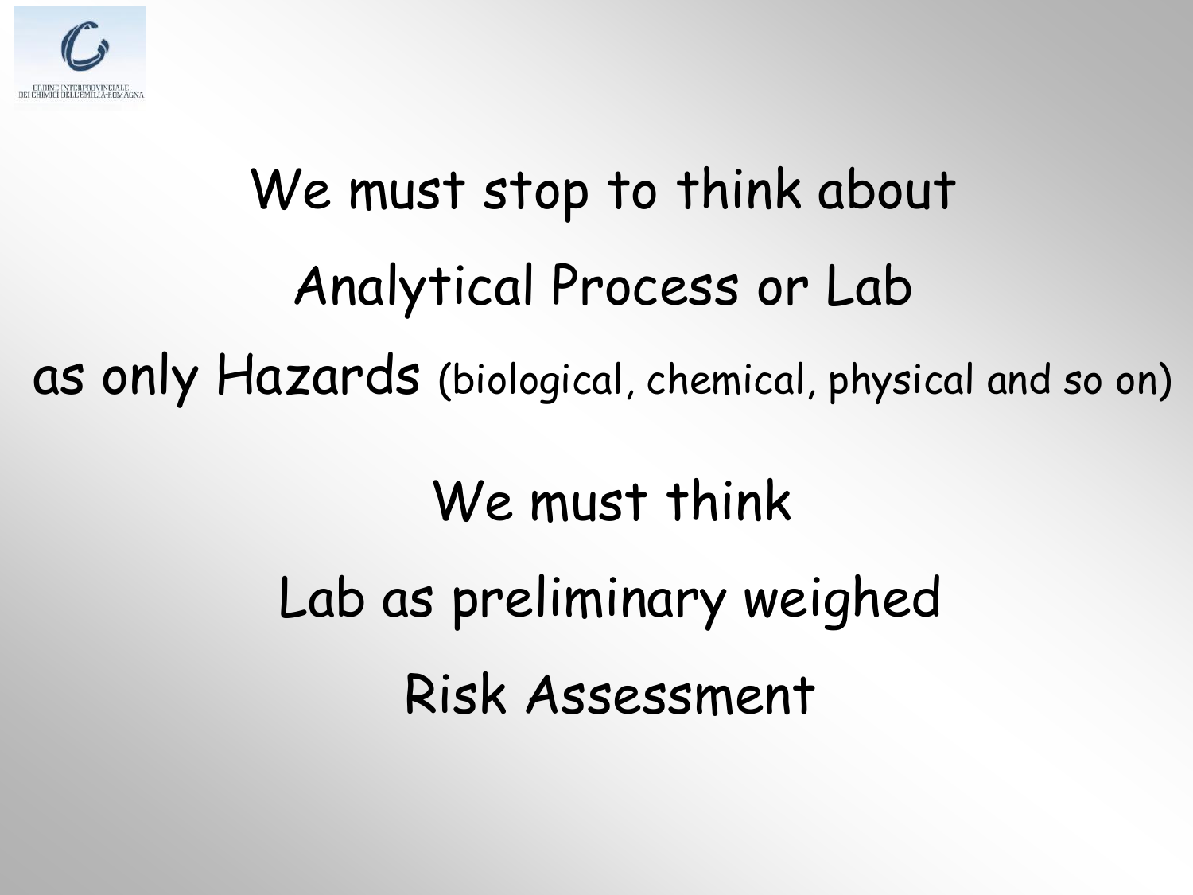We must stop to think about

Analytical Process or Lab

as only Hazards (biological, chemical, physical and so on)

We must think

Lab as preliminary weighed

Risk Assessment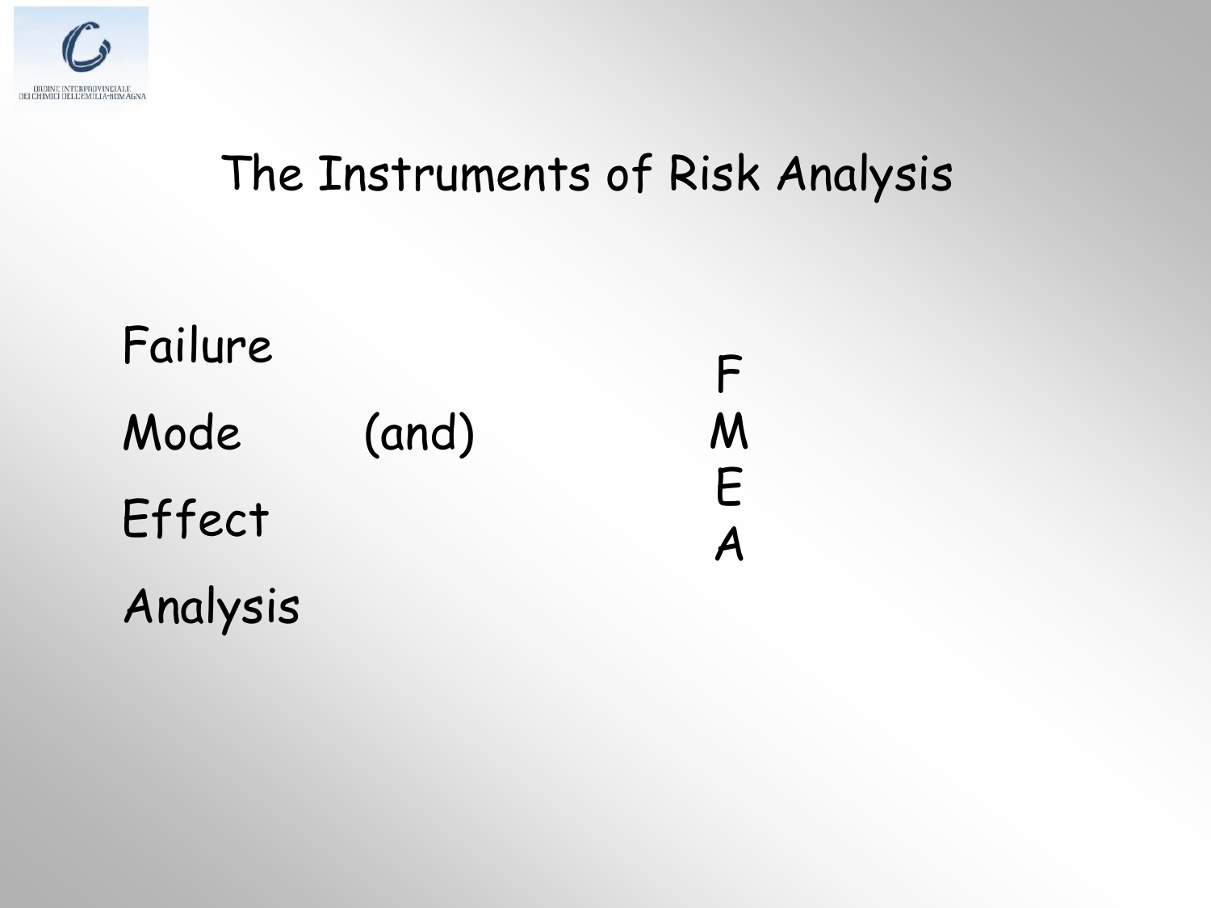# The Instruments of Risk Analysis

Failure

Mode (and)

Effect

Analysis

F
M
E
A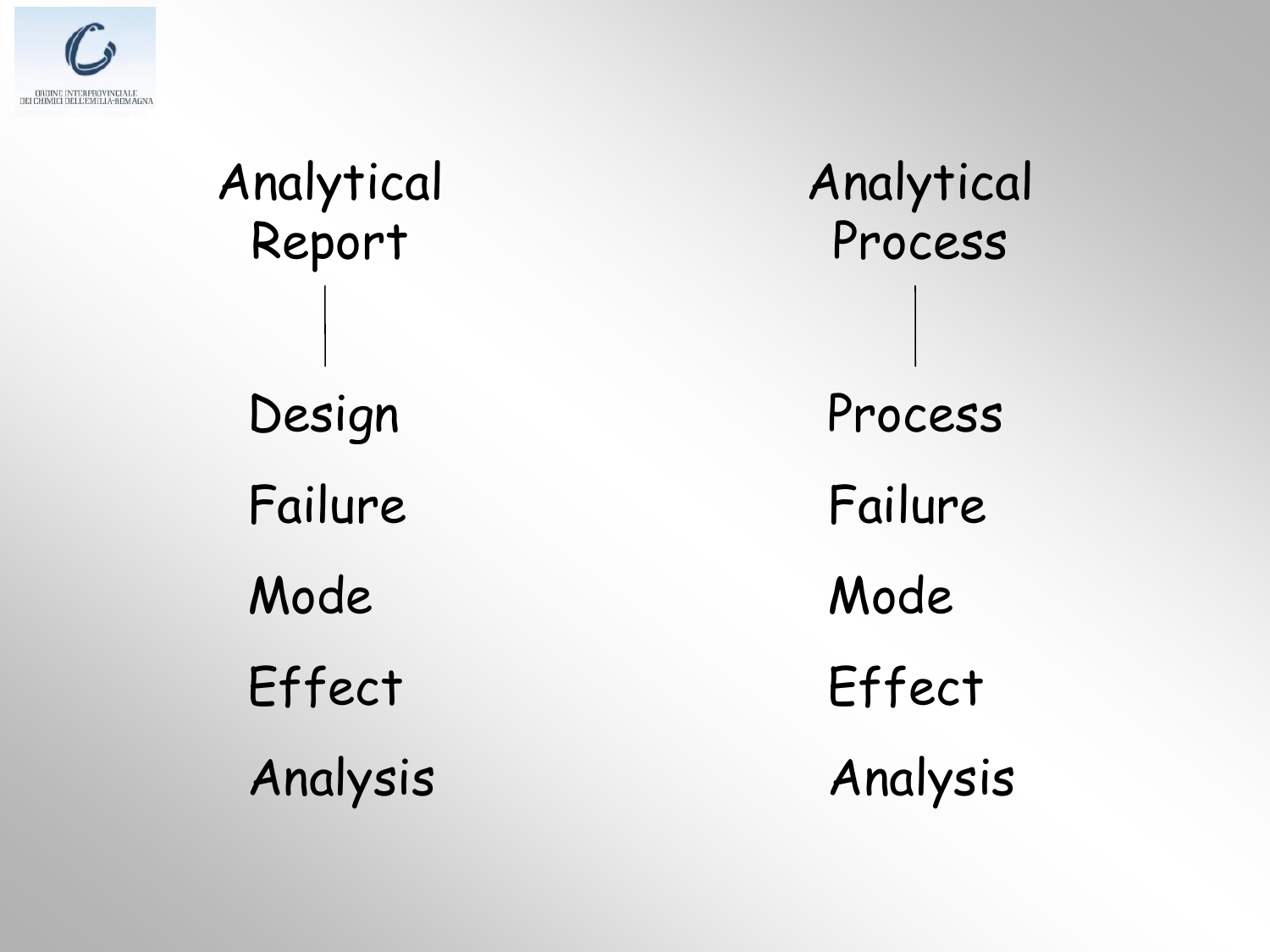| Analytical Report | Analytical Process |
| --- | --- |
| Design | Process |
| Failure | Failure |
| Mode | Mode |
| Effect | Effect |
| Analysis | Analysis |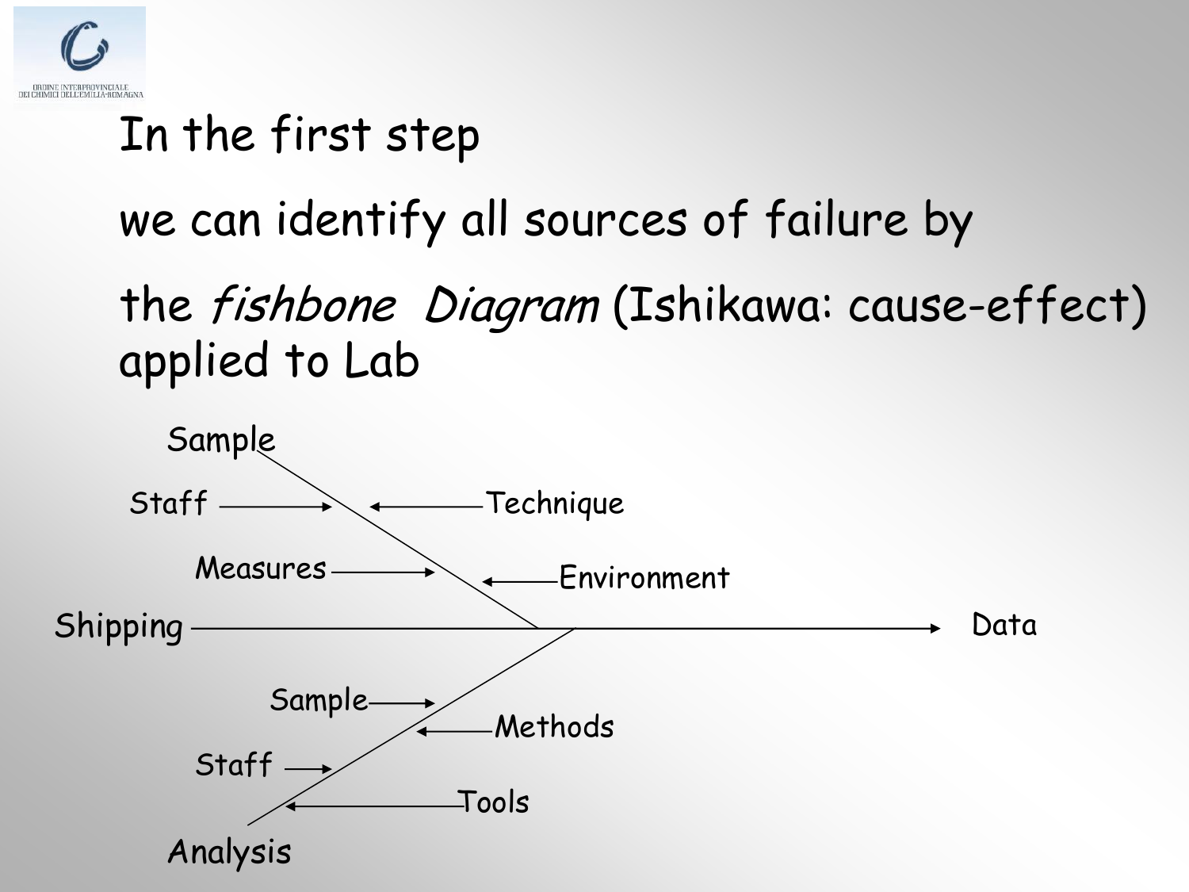In the first step

we can identify all sources of failure by

the *fishbone Diagram* (Ishikawa: cause-effect) applied to Lab

Sample

Staff → ← Technique

Measures → ← Environment

Shipping → Data

Sample → ← Methods

Staff →

← Tools

Analysis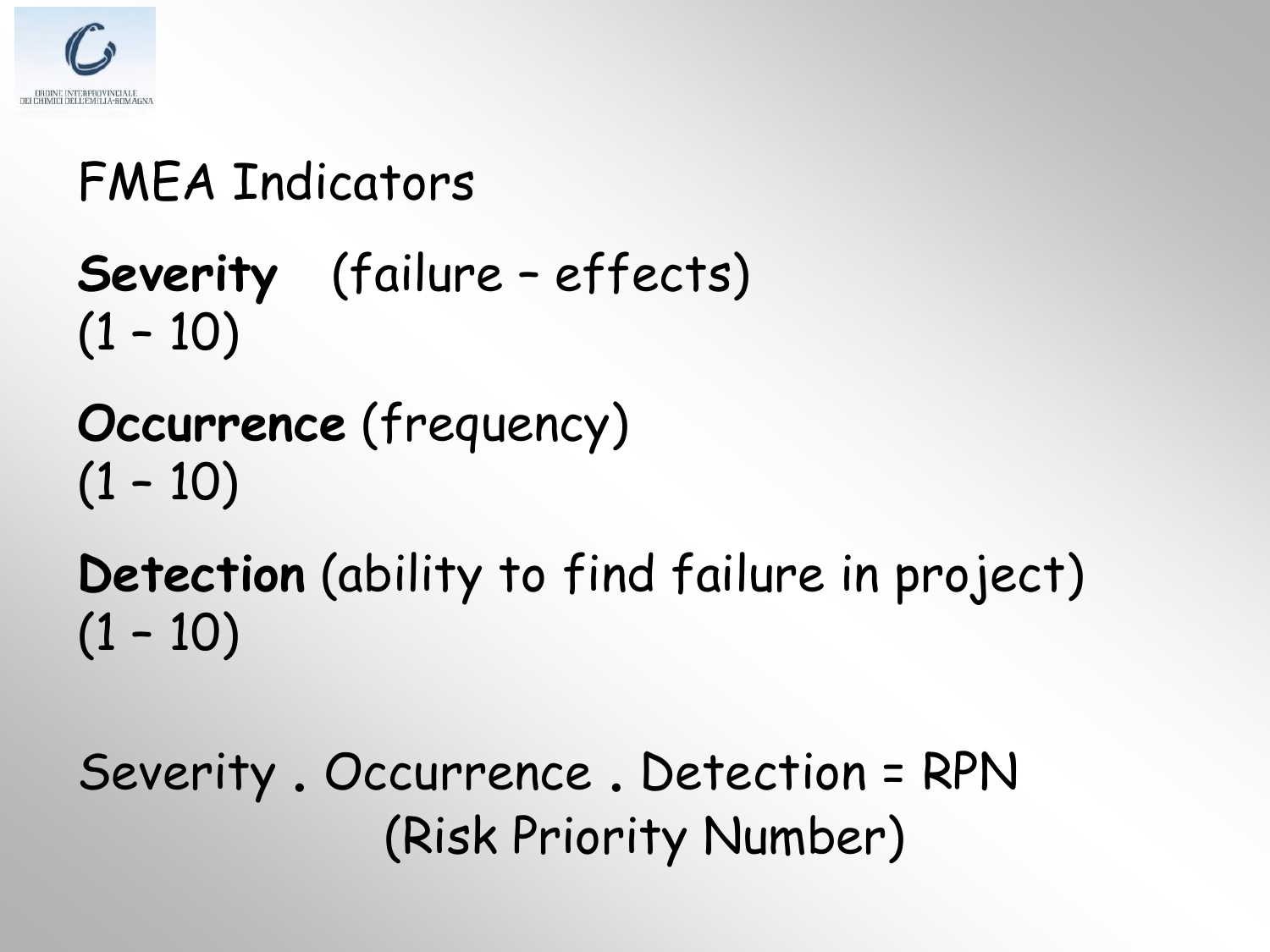# FMEA Indicators

**Severity** (failure – effects)
(1 – 10)

**Occurrence** (frequency)
(1 – 10)

**Detection** (ability to find failure in project)
(1 – 10)

Severity . Occurrence . Detection = RPN
(Risk Priority Number)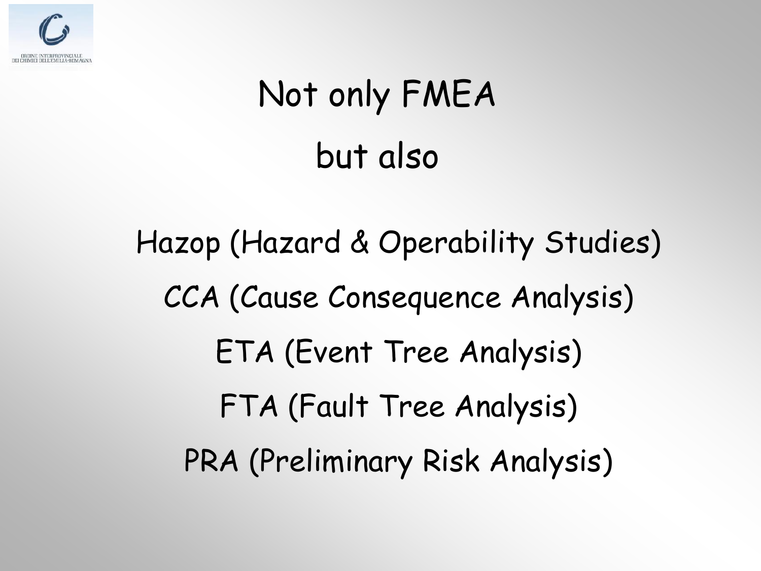# Not only FMEA

## but also

Hazop (Hazard & Operability Studies)

CCA (Cause Consequence Analysis)

ETA (Event Tree Analysis)

FTA (Fault Tree Analysis)

PRA (Preliminary Risk Analysis)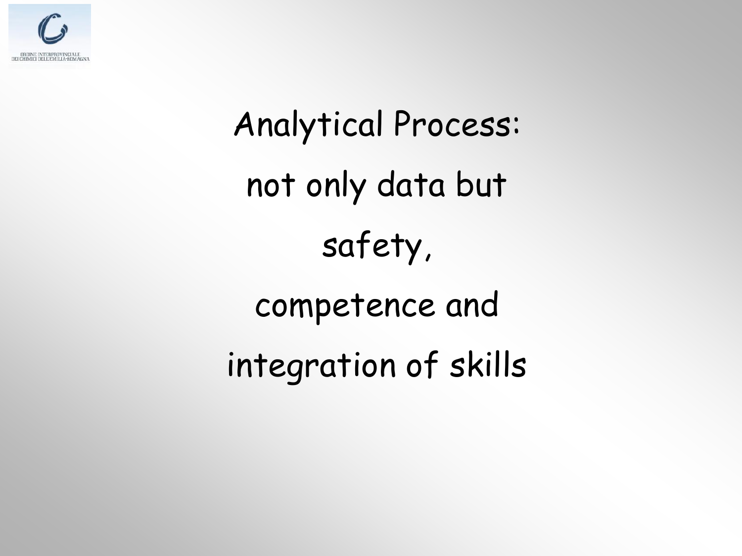Analytical Process:

not only data but

safety,

competence and

integration of skills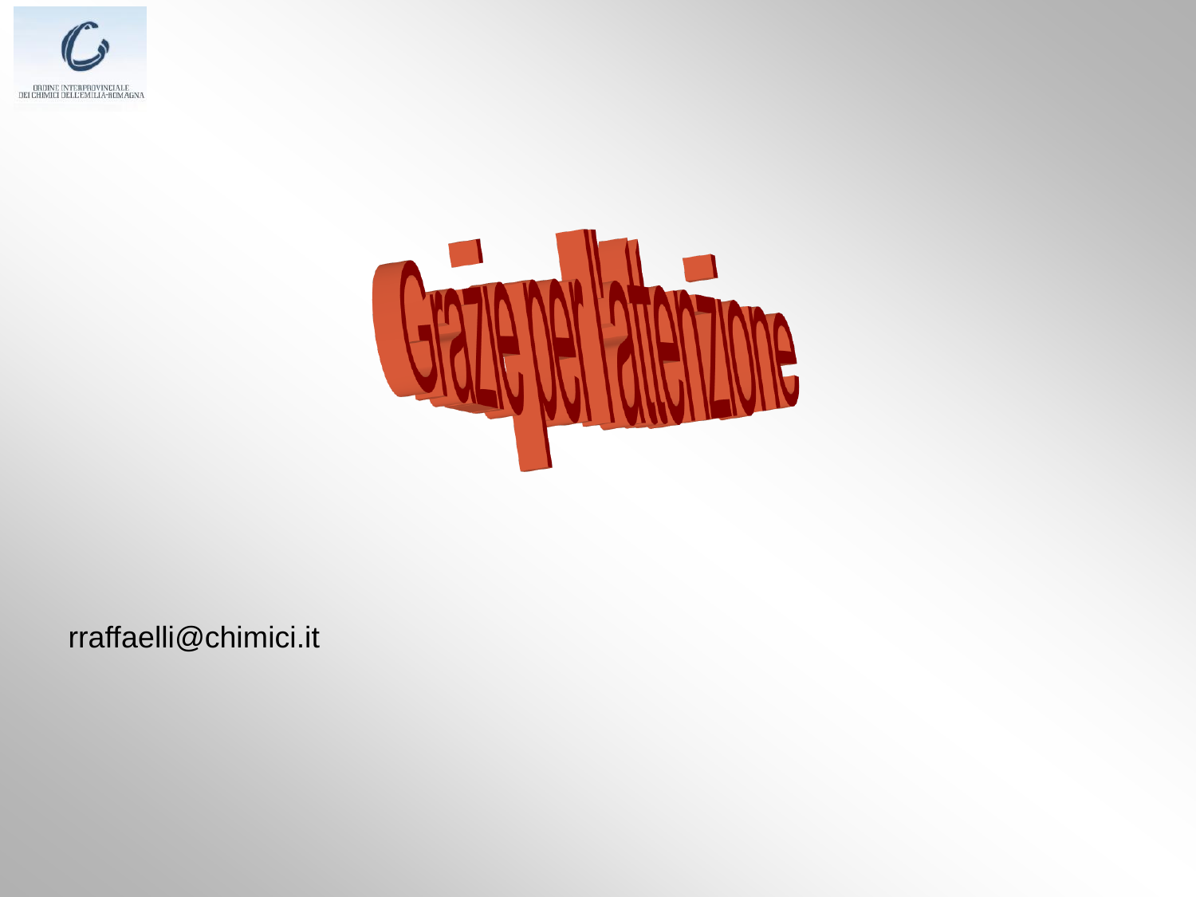ORDINE INTERPROVINCIALE
DEI CHIMICI DELL'EMILIA-ROMAGNA

# Grazie per l'attenzione

rraffaelli@chimici.it